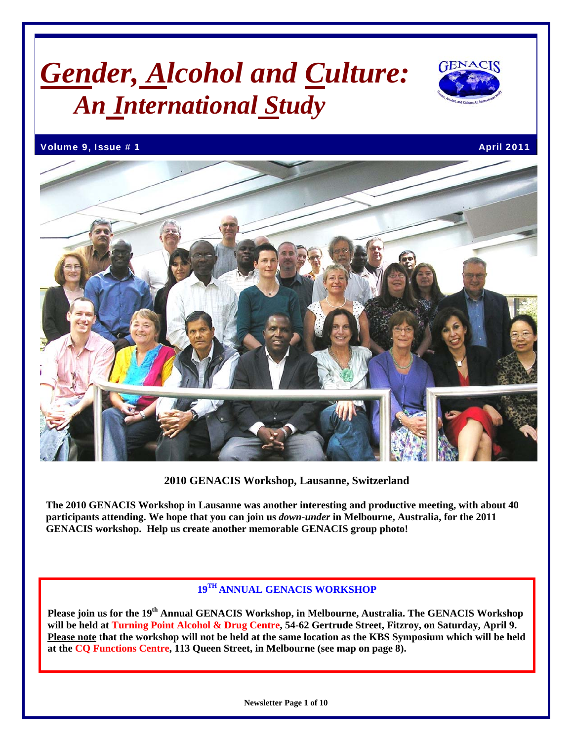# *Gender, Alcohol and Culture: An International Study*

**Volume 9, Issue # 1** **April 2011**

**2010 GENACIS Workshop, Lausanne, Switzerland**

**The 2010 GENACIS Workshop in Lausanne was another interesting and productive meeting, with about 40 participants attending. We hope that you can join us *down-under* in Melbourne, Australia, for the 2011 GENACIS workshop. Help us create another memorable GENACIS group photo!**

## 19TH ANNUAL GENACIS WORKSHOP

**Please join us for the 19th Annual GENACIS Workshop, in Melbourne, Australia. The GENACIS Workshop will be held at Turning Point Alcohol & Drug Centre, 54-62 Gertrude Street, Fitzroy, on Saturday, April 9. Please note that the workshop will not be held at the same location as the KBS Symposium which will be held at the CQ Functions Centre, 113 Queen Street, in Melbourne (see map on page 8).**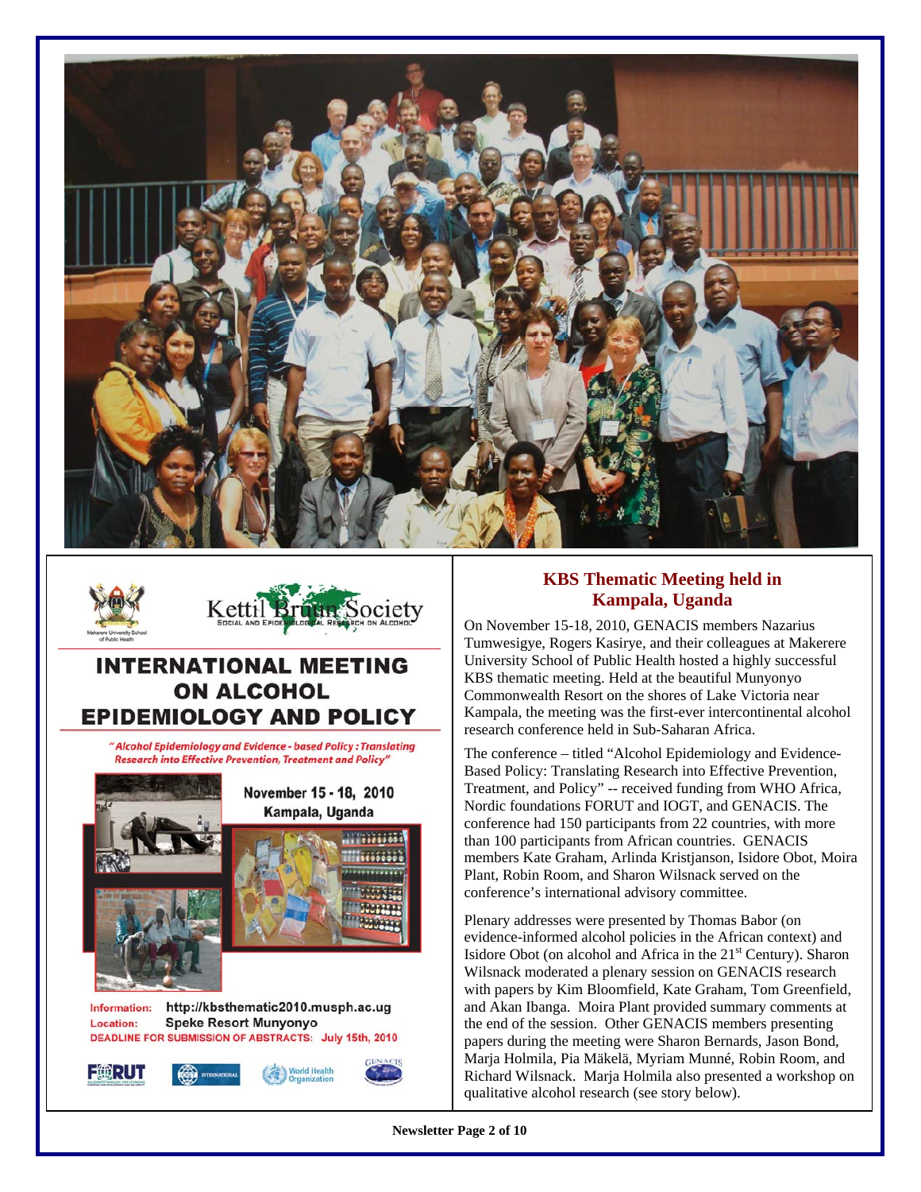## INTERNATIONAL MEETING ON ALCOHOL EPIDEMIOLOGY AND POLICY

*"Alcohol Epidemiology and Evidence - based Policy : Translating Research into Effective Prevention, Treatment and Policy"*

**November 15 - 18, 2010**
**Kampala, Uganda**

**Information:** http://kbsthematic2010.musph.ac.ug
**Location:** Speke Resort Munyonyo
**DEADLINE FOR SUBMISSION OF ABSTRACTS: July 15th, 2010**

## KBS Thematic Meeting held in Kampala, Uganda

On November 15-18, 2010, GENACIS members Nazarius Tumwesigye, Rogers Kasirye, and their colleagues at Makerere University School of Public Health hosted a highly successful KBS thematic meeting. Held at the beautiful Munyonyo Commonwealth Resort on the shores of Lake Victoria near Kampala, the meeting was the first-ever intercontinental alcohol research conference held in Sub-Saharan Africa.

The conference – titled "Alcohol Epidemiology and Evidence-Based Policy: Translating Research into Effective Prevention, Treatment, and Policy" -- received funding from WHO Africa, Nordic foundations FORUT and IOGT, and GENACIS. The conference had 150 participants from 22 countries, with more than 100 participants from African countries. GENACIS members Kate Graham, Arlinda Kristjanson, Isidore Obot, Moira Plant, Robin Room, and Sharon Wilsnack served on the conference's international advisory committee.

Plenary addresses were presented by Thomas Babor (on evidence-informed alcohol policies in the African context) and Isidore Obot (on alcohol and Africa in the 21st Century). Sharon Wilsnack moderated a plenary session on GENACIS research with papers by Kim Bloomfield, Kate Graham, Tom Greenfield, and Akan Ibanga. Moira Plant provided summary comments at the end of the session. Other GENACIS members presenting papers during the meeting were Sharon Bernards, Jason Bond, Marja Holmila, Pia Mäkelä, Myriam Munné, Robin Room, and Richard Wilsnack. Marja Holmila also presented a workshop on qualitative alcohol research (see story below).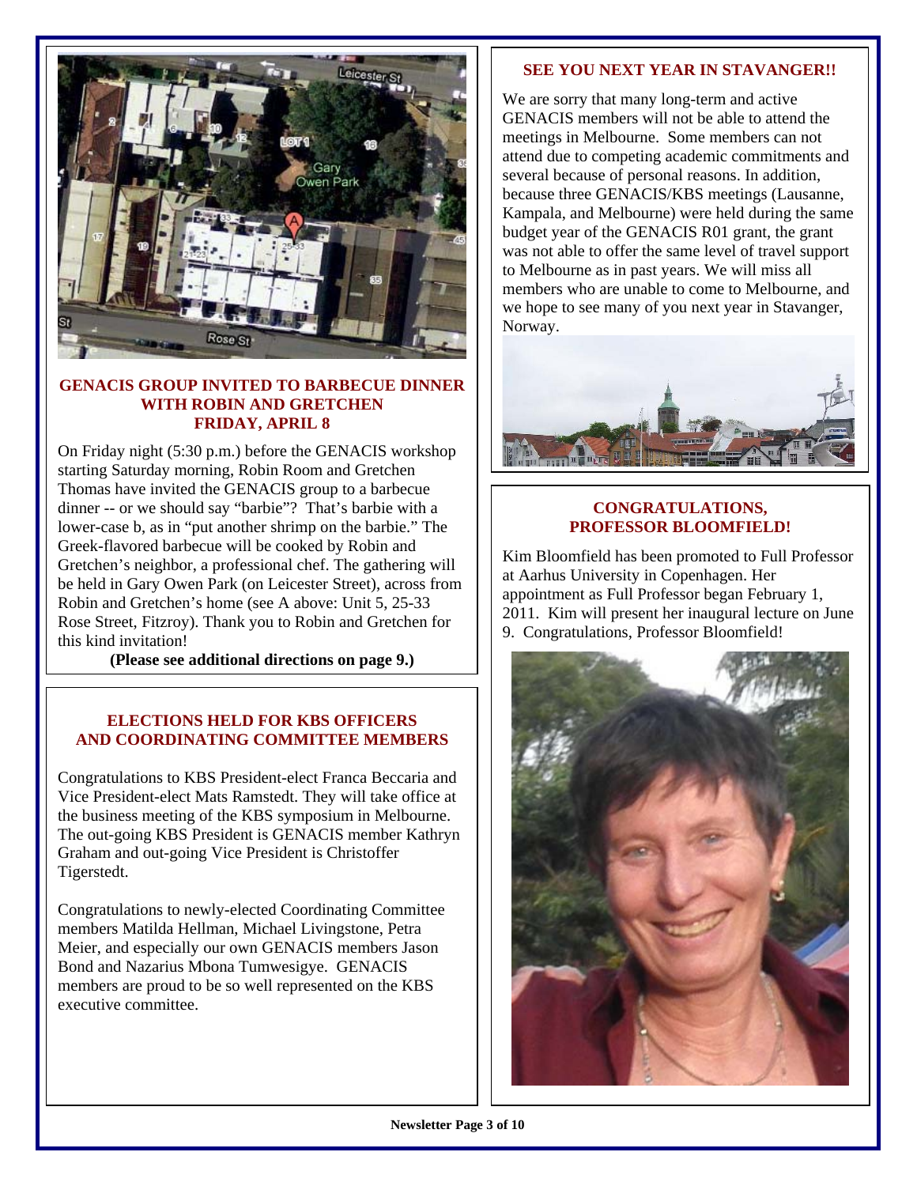## GENACIS GROUP INVITED TO BARBECUE DINNER WITH ROBIN AND GRETCHEN FRIDAY, APRIL 8

On Friday night (5:30 p.m.) before the GENACIS workshop starting Saturday morning, Robin Room and Gretchen Thomas have invited the GENACIS group to a barbecue dinner -- or we should say "barbie"? That's barbie with a lower-case b, as in "put another shrimp on the barbie." The Greek-flavored barbecue will be cooked by Robin and Gretchen's neighbor, a professional chef. The gathering will be held in Gary Owen Park (on Leicester Street), across from Robin and Gretchen's home (see A above: Unit 5, 25-33 Rose Street, Fitzroy). Thank you to Robin and Gretchen for this kind invitation!

**(Please see additional directions on page 9.)**

## ELECTIONS HELD FOR KBS OFFICERS AND COORDINATING COMMITTEE MEMBERS

Congratulations to KBS President-elect Franca Beccaria and Vice President-elect Mats Ramstedt. They will take office at the business meeting of the KBS symposium in Melbourne. The out-going KBS President is GENACIS member Kathryn Graham and out-going Vice President is Christoffer Tigerstedt.

Congratulations to newly-elected Coordinating Committee members Matilda Hellman, Michael Livingstone, Petra Meier, and especially our own GENACIS members Jason Bond and Nazarius Mbona Tumwesigye. GENACIS members are proud to be so well represented on the KBS executive committee.

## SEE YOU NEXT YEAR IN STAVANGER!!

We are sorry that many long-term and active GENACIS members will not be able to attend the meetings in Melbourne. Some members can not attend due to competing academic commitments and several because of personal reasons. In addition, because three GENACIS/KBS meetings (Lausanne, Kampala, and Melbourne) were held during the same budget year of the GENACIS R01 grant, the grant was not able to offer the same level of travel support to Melbourne as in past years. We will miss all members who are unable to come to Melbourne, and we hope to see many of you next year in Stavanger, Norway.

## CONGRATULATIONS, PROFESSOR BLOOMFIELD!

Kim Bloomfield has been promoted to Full Professor at Aarhus University in Copenhagen. Her appointment as Full Professor began February 1, 2011. Kim will present her inaugural lecture on June 9. Congratulations, Professor Bloomfield!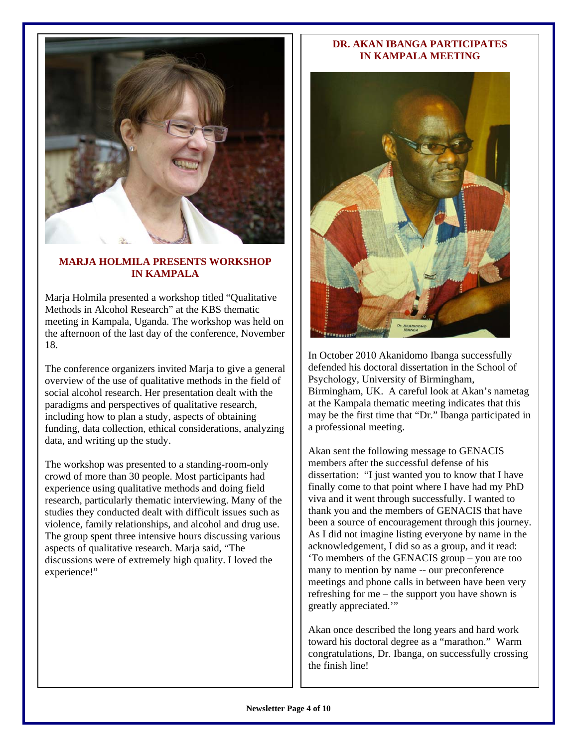## MARJA HOLMILA PRESENTS WORKSHOP IN KAMPALA

Marja Holmila presented a workshop titled "Qualitative Methods in Alcohol Research" at the KBS thematic meeting in Kampala, Uganda. The workshop was held on the afternoon of the last day of the conference, November 18.

The conference organizers invited Marja to give a general overview of the use of qualitative methods in the field of social alcohol research. Her presentation dealt with the paradigms and perspectives of qualitative research, including how to plan a study, aspects of obtaining funding, data collection, ethical considerations, analyzing data, and writing up the study.

The workshop was presented to a standing-room-only crowd of more than 30 people. Most participants had experience using qualitative methods and doing field research, particularly thematic interviewing. Many of the studies they conducted dealt with difficult issues such as violence, family relationships, and alcohol and drug use. The group spent three intensive hours discussing various aspects of qualitative research. Marja said, "The discussions were of extremely high quality. I loved the experience!"

## DR. AKAN IBANGA PARTICIPATES IN KAMPALA MEETING

In October 2010 Akanidomo Ibanga successfully defended his doctoral dissertation in the School of Psychology, University of Birmingham, Birmingham, UK. A careful look at Akan's nametag at the Kampala thematic meeting indicates that this may be the first time that "Dr." Ibanga participated in a professional meeting.

Akan sent the following message to GENACIS members after the successful defense of his dissertation: "I just wanted you to know that I have finally come to that point where I have had my PhD viva and it went through successfully. I wanted to thank you and the members of GENACIS that have been a source of encouragement through this journey. As I did not imagine listing everyone by name in the acknowledgement, I did so as a group, and it read: 'To members of the GENACIS group – you are too many to mention by name -- our preconference meetings and phone calls in between have been very refreshing for me – the support you have shown is greatly appreciated.'"

Akan once described the long years and hard work toward his doctoral degree as a "marathon." Warm congratulations, Dr. Ibanga, on successfully crossing the finish line!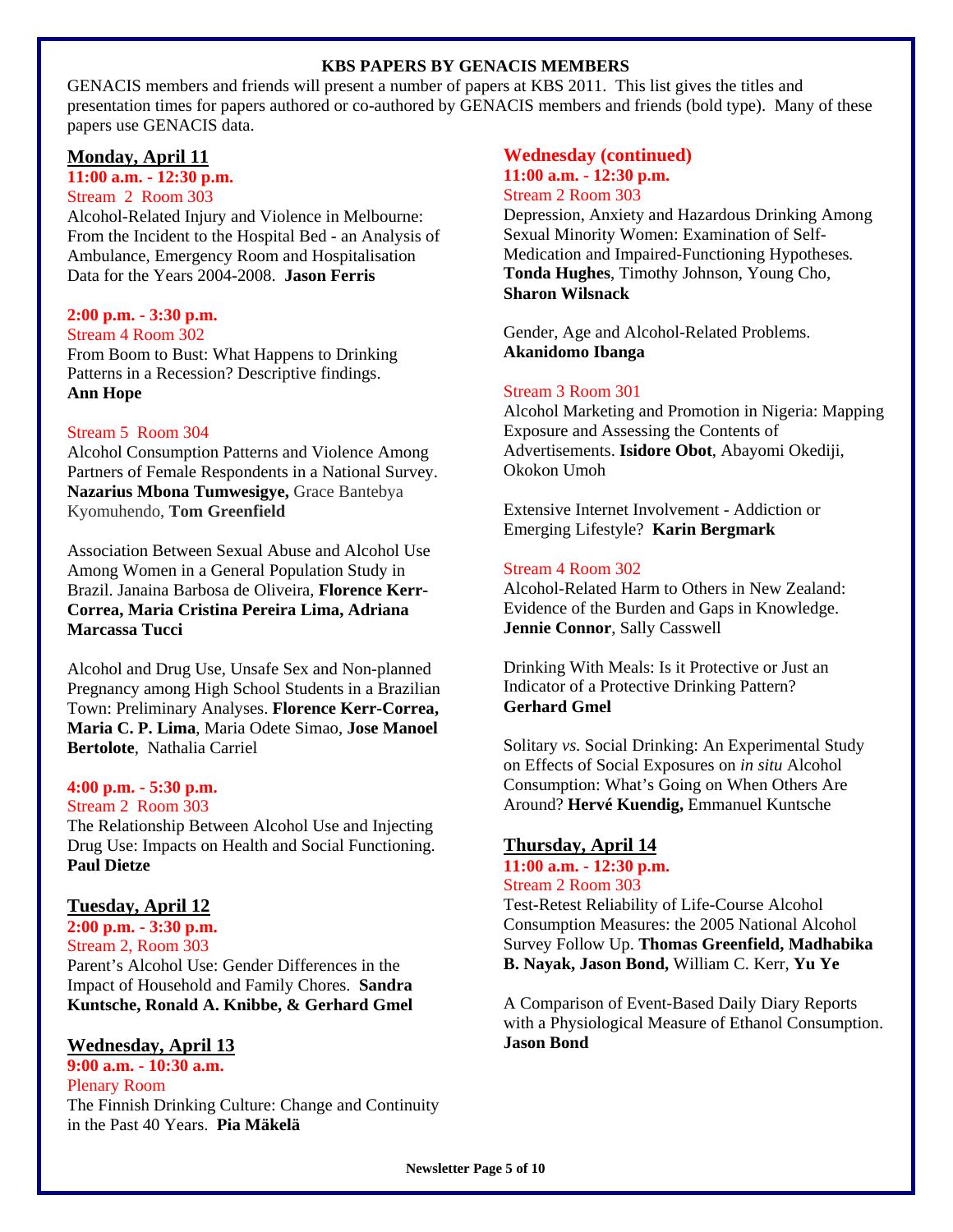# KBS PAPERS BY GENACIS MEMBERS

GENACIS members and friends will present a number of papers at KBS 2011. This list gives the titles and presentation times for papers authored or co-authored by GENACIS members and friends (bold type). Many of these papers use GENACIS data.

## Monday, April 11

### 11:00 a.m. - 12:30 p.m.

Stream 2 Room 303

Alcohol-Related Injury and Violence in Melbourne: From the Incident to the Hospital Bed - an Analysis of Ambulance, Emergency Room and Hospitalisation Data for the Years 2004-2008. **Jason Ferris**

### 2:00 p.m. - 3:30 p.m.

Stream 4 Room 302

From Boom to Bust: What Happens to Drinking Patterns in a Recession? Descriptive findings. **Ann Hope**

Stream 5 Room 304

Alcohol Consumption Patterns and Violence Among Partners of Female Respondents in a National Survey. **Nazarius Mbona Tumwesigye,** Grace Bantebya Kyomuhendo, **Tom Greenfield**

Association Between Sexual Abuse and Alcohol Use Among Women in a General Population Study in Brazil. Janaina Barbosa de Oliveira, **Florence Kerr-Correa, Maria Cristina Pereira Lima, Adriana Marcassa Tucci**

Alcohol and Drug Use, Unsafe Sex and Non-planned Pregnancy among High School Students in a Brazilian Town: Preliminary Analyses. **Florence Kerr-Correa, Maria C. P. Lima**, Maria Odete Simao, **Jose Manoel Bertolote**, Nathalia Carriel

### 4:00 p.m. - 5:30 p.m.

Stream 2 Room 303

The Relationship Between Alcohol Use and Injecting Drug Use: Impacts on Health and Social Functioning. **Paul Dietze**

## Tuesday, April 12

### 2:00 p.m. - 3:30 p.m.

Stream 2, Room 303

Parent's Alcohol Use: Gender Differences in the Impact of Household and Family Chores. **Sandra Kuntsche, Ronald A. Knibbe, & Gerhard Gmel**

## Wednesday, April 13

### 9:00 a.m. - 10:30 a.m.

Plenary Room

The Finnish Drinking Culture: Change and Continuity in the Past 40 Years. **Pia Mäkelä**

## Wednesday (continued)

### 11:00 a.m. - 12:30 p.m.

Stream 2 Room 303

Depression, Anxiety and Hazardous Drinking Among Sexual Minority Women: Examination of Self-Medication and Impaired-Functioning Hypotheses. **Tonda Hughes**, Timothy Johnson, Young Cho, **Sharon Wilsnack**

Gender, Age and Alcohol-Related Problems. **Akanidomo Ibanga**

Stream 3 Room 301

Alcohol Marketing and Promotion in Nigeria: Mapping Exposure and Assessing the Contents of Advertisements. **Isidore Obot**, Abayomi Okediji, Okokon Umoh

Extensive Internet Involvement - Addiction or Emerging Lifestyle? **Karin Bergmark**

Stream 4 Room 302

Alcohol-Related Harm to Others in New Zealand: Evidence of the Burden and Gaps in Knowledge. **Jennie Connor**, Sally Casswell

Drinking With Meals: Is it Protective or Just an Indicator of a Protective Drinking Pattern? **Gerhard Gmel**

Solitary *vs.* Social Drinking: An Experimental Study on Effects of Social Exposures on *in situ* Alcohol Consumption: What's Going on When Others Are Around? **Hervé Kuendig,** Emmanuel Kuntsche

## Thursday, April 14

### 11:00 a.m. - 12:30 p.m.

Stream 2 Room 303

Test-Retest Reliability of Life-Course Alcohol Consumption Measures: the 2005 National Alcohol Survey Follow Up. **Thomas Greenfield, Madhabika B. Nayak, Jason Bond,** William C. Kerr, **Yu Ye**

A Comparison of Event-Based Daily Diary Reports with a Physiological Measure of Ethanol Consumption. **Jason Bond**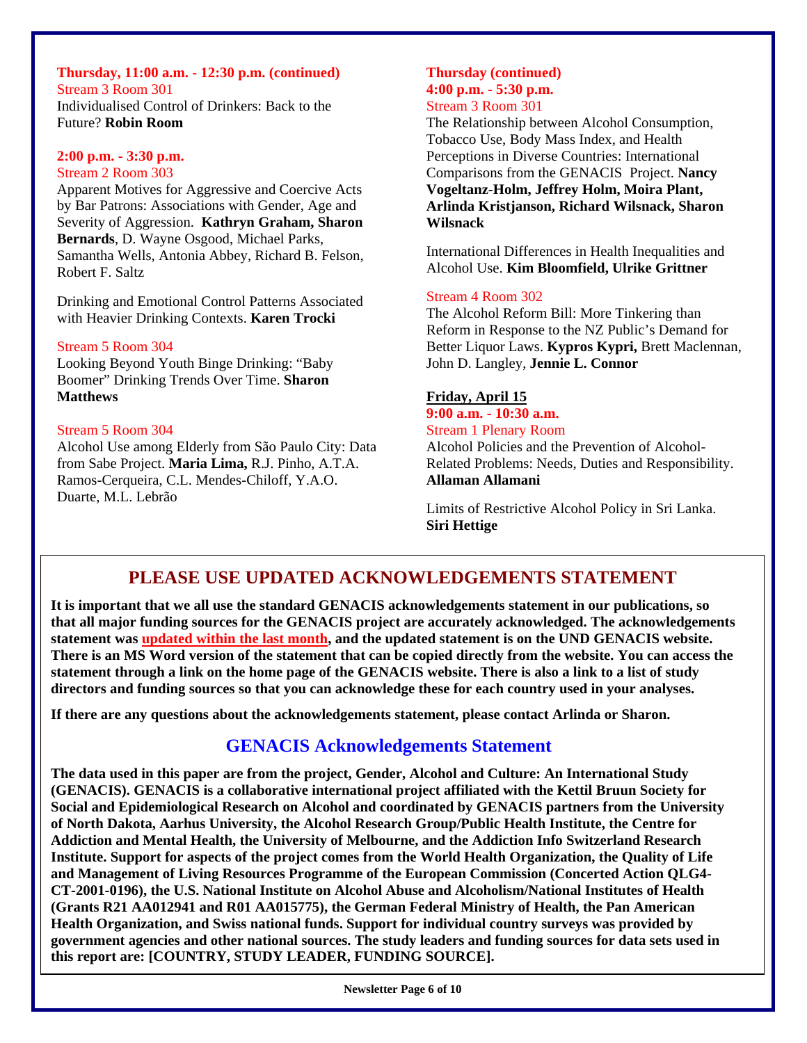**Thursday, 11:00 a.m. - 12:30 p.m. (continued)**

Stream 3 Room 301

Individualised Control of Drinkers: Back to the Future? **Robin Room**

**2:00 p.m. - 3:30 p.m.**

Stream 2 Room 303

Apparent Motives for Aggressive and Coercive Acts by Bar Patrons: Associations with Gender, Age and Severity of Aggression. **Kathryn Graham, Sharon Bernards**, D. Wayne Osgood, Michael Parks, Samantha Wells, Antonia Abbey, Richard B. Felson, Robert F. Saltz

Drinking and Emotional Control Patterns Associated with Heavier Drinking Contexts. **Karen Trocki**

Stream 5 Room 304

Looking Beyond Youth Binge Drinking: "Baby Boomer" Drinking Trends Over Time. **Sharon Matthews**

Stream 5 Room 304

Alcohol Use among Elderly from São Paulo City: Data from Sabe Project. **Maria Lima,** R.J. Pinho, A.T.A. Ramos-Cerqueira, C.L. Mendes-Chiloff, Y.A.O. Duarte, M.L. Lebrão

**Thursday (continued)**

**4:00 p.m. - 5:30 p.m.**

Stream 3 Room 301

The Relationship between Alcohol Consumption, Tobacco Use, Body Mass Index, and Health Perceptions in Diverse Countries: International Comparisons from the GENACIS Project. **Nancy Vogeltanz-Holm, Jeffrey Holm, Moira Plant, Arlinda Kristjanson, Richard Wilsnack, Sharon Wilsnack**

International Differences in Health Inequalities and Alcohol Use. **Kim Bloomfield, Ulrike Grittner**

Stream 4 Room 302

The Alcohol Reform Bill: More Tinkering than Reform in Response to the NZ Public's Demand for Better Liquor Laws. **Kypros Kypri,** Brett Maclennan, John D. Langley, **Jennie L. Connor**

**Friday, April 15**

**9:00 a.m. - 10:30 a.m.**

Stream 1 Plenary Room

Alcohol Policies and the Prevention of Alcohol-Related Problems: Needs, Duties and Responsibility. **Allaman Allamani**

Limits of Restrictive Alcohol Policy in Sri Lanka. **Siri Hettige**

## PLEASE USE UPDATED ACKNOWLEDGEMENTS STATEMENT

**It is important that we all use the standard GENACIS acknowledgements statement in our publications, so that all major funding sources for the GENACIS project are accurately acknowledged. The acknowledgements statement was updated within the last month, and the updated statement is on the UND GENACIS website. There is an MS Word version of the statement that can be copied directly from the website. You can access the statement through a link on the home page of the GENACIS website. There is also a link to a list of study directors and funding sources so that you can acknowledge these for each country used in your analyses.**

**If there are any questions about the acknowledgements statement, please contact Arlinda or Sharon.**

## GENACIS Acknowledgements Statement

**The data used in this paper are from the project, Gender, Alcohol and Culture: An International Study (GENACIS). GENACIS is a collaborative international project affiliated with the Kettil Bruun Society for Social and Epidemiological Research on Alcohol and coordinated by GENACIS partners from the University of North Dakota, Aarhus University, the Alcohol Research Group/Public Health Institute, the Centre for Addiction and Mental Health, the University of Melbourne, and the Addiction Info Switzerland Research Institute. Support for aspects of the project comes from the World Health Organization, the Quality of Life and Management of Living Resources Programme of the European Commission (Concerted Action QLG4-CT-2001-0196), the U.S. National Institute on Alcohol Abuse and Alcoholism/National Institutes of Health (Grants R21 AA012941 and R01 AA015775), the German Federal Ministry of Health, the Pan American Health Organization, and Swiss national funds. Support for individual country surveys was provided by government agencies and other national sources. The study leaders and funding sources for data sets used in this report are: [COUNTRY, STUDY LEADER, FUNDING SOURCE].**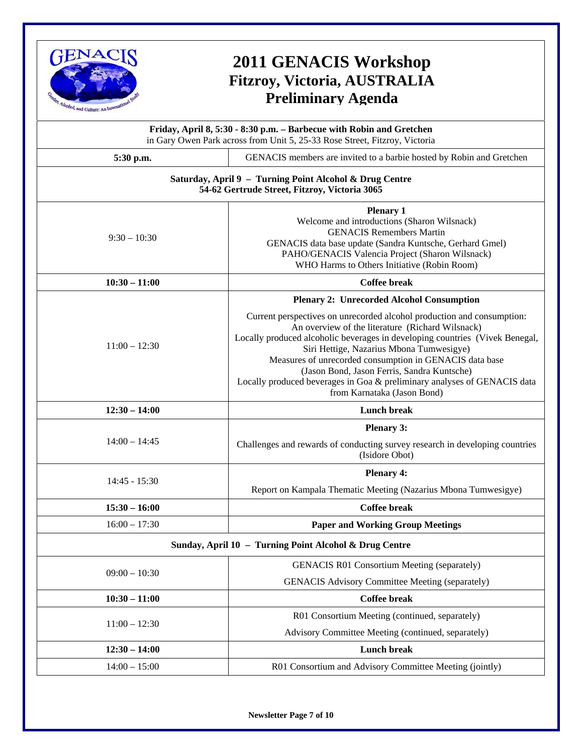# 2011 GENACIS Workshop
## Fitzroy, Victoria, AUSTRALIA
## Preliminary Agenda

| | |
|---|---|
| **Friday, April 8, 5:30 - 8:30 p.m. – Barbecue with Robin and Gretchen** in Gary Owen Park across from Unit 5, 25-33 Rose Street, Fitzroy, Victoria | |
| **5:30 p.m.** | GENACIS members are invited to a barbie hosted by Robin and Gretchen |
| **Saturday, April 9 – Turning Point Alcohol & Drug Centre 54-62 Gertrude Street, Fitzroy, Victoria 3065** | |
| 9:30 – 10:30 | **Plenary 1**<br>Welcome and introductions (Sharon Wilsnack)<br>GENACIS Remembers Martin<br>GENACIS data base update (Sandra Kuntsche, Gerhard Gmel)<br>PAHO/GENACIS Valencia Project (Sharon Wilsnack)<br>WHO Harms to Others Initiative (Robin Room) |
| **10:30 – 11:00** | **Coffee break** |
| 11:00 – 12:30 | **Plenary 2: Unrecorded Alcohol Consumption**<br>Current perspectives on unrecorded alcohol production and consumption: An overview of the literature (Richard Wilsnack)<br>Locally produced alcoholic beverages in developing countries (Vivek Benegal, Siri Hettige, Nazarius Mbona Tumwesigye)<br>Measures of unrecorded consumption in GENACIS data base (Jason Bond, Jason Ferris, Sandra Kuntsche)<br>Locally produced beverages in Goa & preliminary analyses of GENACIS data from Karnataka (Jason Bond) |
| **12:30 – 14:00** | **Lunch break** |
| 14:00 – 14:45 | **Plenary 3:**<br>Challenges and rewards of conducting survey research in developing countries (Isidore Obot) |
| 14:45 - 15:30 | **Plenary 4:**<br>Report on Kampala Thematic Meeting (Nazarius Mbona Tumwesigye) |
| **15:30 – 16:00** | **Coffee break** |
| 16:00 – 17:30 | **Paper and Working Group Meetings** |
| **Sunday, April 10 – Turning Point Alcohol & Drug Centre** | |
| 09:00 – 10:30 | GENACIS R01 Consortium Meeting (separately)<br>GENACIS Advisory Committee Meeting (separately) |
| **10:30 – 11:00** | **Coffee break** |
| 11:00 – 12:30 | R01 Consortium Meeting (continued, separately)<br>Advisory Committee Meeting (continued, separately) |
| **12:30 – 14:00** | **Lunch break** |
| 14:00 – 15:00 | R01 Consortium and Advisory Committee Meeting (jointly) |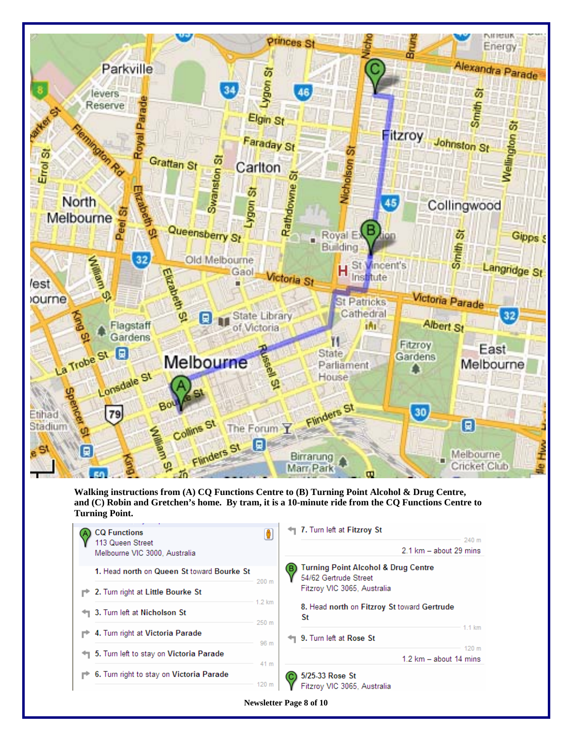**Walking instructions from (A) CQ Functions Centre to (B) Turning Point Alcohol & Drug Centre, and (C) Robin and Gretchen's home. By tram, it is a 10-minute ride from the CQ Functions Centre to Turning Point.**

**(A) CQ Functions**
113 Queen Street
Melbourne VIC 3000, Australia

| Step | Distance |
|---|---|
| 1. Head **north** on **Queen St** toward **Bourke St** | 200 m |
| 2. Turn **right** at **Little Bourke St** | 1.2 km |
| 3. Turn **left** at **Nicholson St** | 250 m |
| 4. Turn **right** at **Victoria Parade** | 96 m |
| 5. Turn **left** to stay on **Victoria Parade** | 41 m |
| 6. Turn **right** to stay on **Victoria Parade** | 120 m |
| 7. Turn **left** at **Fitzroy St** | 240 m |

2.1 km – about 29 mins

**(B) Turning Point Alcohol & Drug Centre**
54/62 Gertrude Street
Fitzroy VIC 3065, Australia

| Step | Distance |
|---|---|
| 8. Head **north** on **Fitzroy St** toward **Gertrude St** | 1.1 km |
| 9. Turn **left** at **Rose St** | 120 m |

1.2 km – about 14 mins

**(C)** 5/25-33 Rose St
Fitzroy VIC 3065, Australia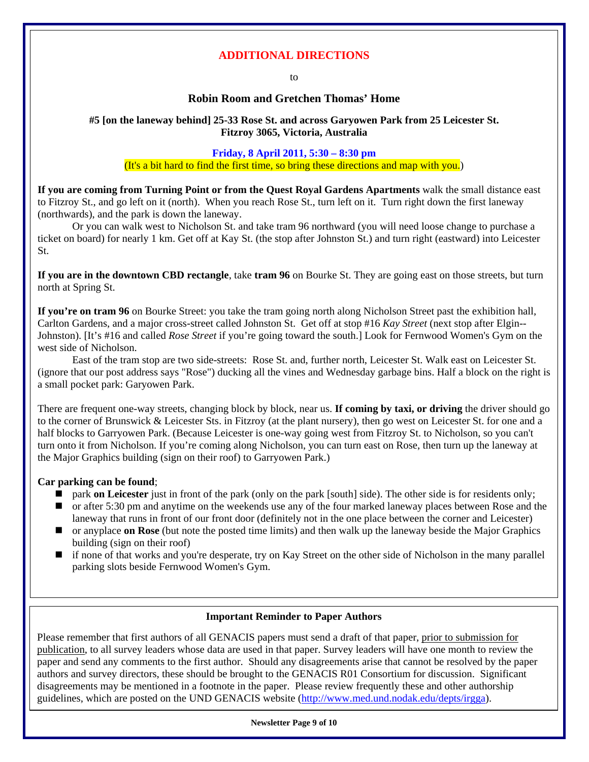## ADDITIONAL DIRECTIONS

to

### Robin Room and Gretchen Thomas' Home

**#5 [on the laneway behind] 25-33 Rose St. and across Garyowen Park from 25 Leicester St. Fitzroy 3065, Victoria, Australia**

**Friday, 8 April 2011, 5:30 – 8:30 pm**
(It's a bit hard to find the first time, so bring these directions and map with you.)

**If you are coming from Turning Point or from the Quest Royal Gardens Apartments** walk the small distance east to Fitzroy St., and go left on it (north). When you reach Rose St., turn left on it. Turn right down the first laneway (northwards), and the park is down the laneway.

Or you can walk west to Nicholson St. and take tram 96 northward (you will need loose change to purchase a ticket on board) for nearly 1 km. Get off at Kay St. (the stop after Johnston St.) and turn right (eastward) into Leicester St.

**If you are in the downtown CBD rectangle**, take **tram 96** on Bourke St. They are going east on those streets, but turn north at Spring St.

**If you're on tram 96** on Bourke Street: you take the tram going north along Nicholson Street past the exhibition hall, Carlton Gardens, and a major cross-street called Johnston St. Get off at stop #16 *Kay Street* (next stop after Elgin--Johnston). [It's #16 and called *Rose Street* if you're going toward the south.] Look for Fernwood Women's Gym on the west side of Nicholson.

East of the tram stop are two side-streets: Rose St. and, further north, Leicester St. Walk east on Leicester St. (ignore that our post address says "Rose") ducking all the vines and Wednesday garbage bins. Half a block on the right is a small pocket park: Garyowen Park.

There are frequent one-way streets, changing block by block, near us. **If coming by taxi, or driving** the driver should go to the corner of Brunswick & Leicester Sts. in Fitzroy (at the plant nursery), then go west on Leicester St. for one and a half blocks to Garryowen Park. (Because Leicester is one-way going west from Fitzroy St. to Nicholson, so you can't turn onto it from Nicholson. If you're coming along Nicholson, you can turn east on Rose, then turn up the laneway at the Major Graphics building (sign on their roof) to Garryowen Park.)

**Car parking can be found**;

- park **on Leicester** just in front of the park (only on the park [south] side). The other side is for residents only;
- or after 5:30 pm and anytime on the weekends use any of the four marked laneway places between Rose and the laneway that runs in front of our front door (definitely not in the one place between the corner and Leicester)
- or anyplace **on Rose** (but note the posted time limits) and then walk up the laneway beside the Major Graphics building (sign on their roof)
- if none of that works and you're desperate, try on Kay Street on the other side of Nicholson in the many parallel parking slots beside Fernwood Women's Gym.

---

**Important Reminder to Paper Authors**

Please remember that first authors of all GENACIS papers must send a draft of that paper, prior to submission for publication, to all survey leaders whose data are used in that paper. Survey leaders will have one month to review the paper and send any comments to the first author. Should any disagreements arise that cannot be resolved by the paper authors and survey directors, these should be brought to the GENACIS R01 Consortium for discussion. Significant disagreements may be mentioned in a footnote in the paper. Please review frequently these and other authorship guidelines, which are posted on the UND GENACIS website (http://www.med.und.nodak.edu/depts/irgga).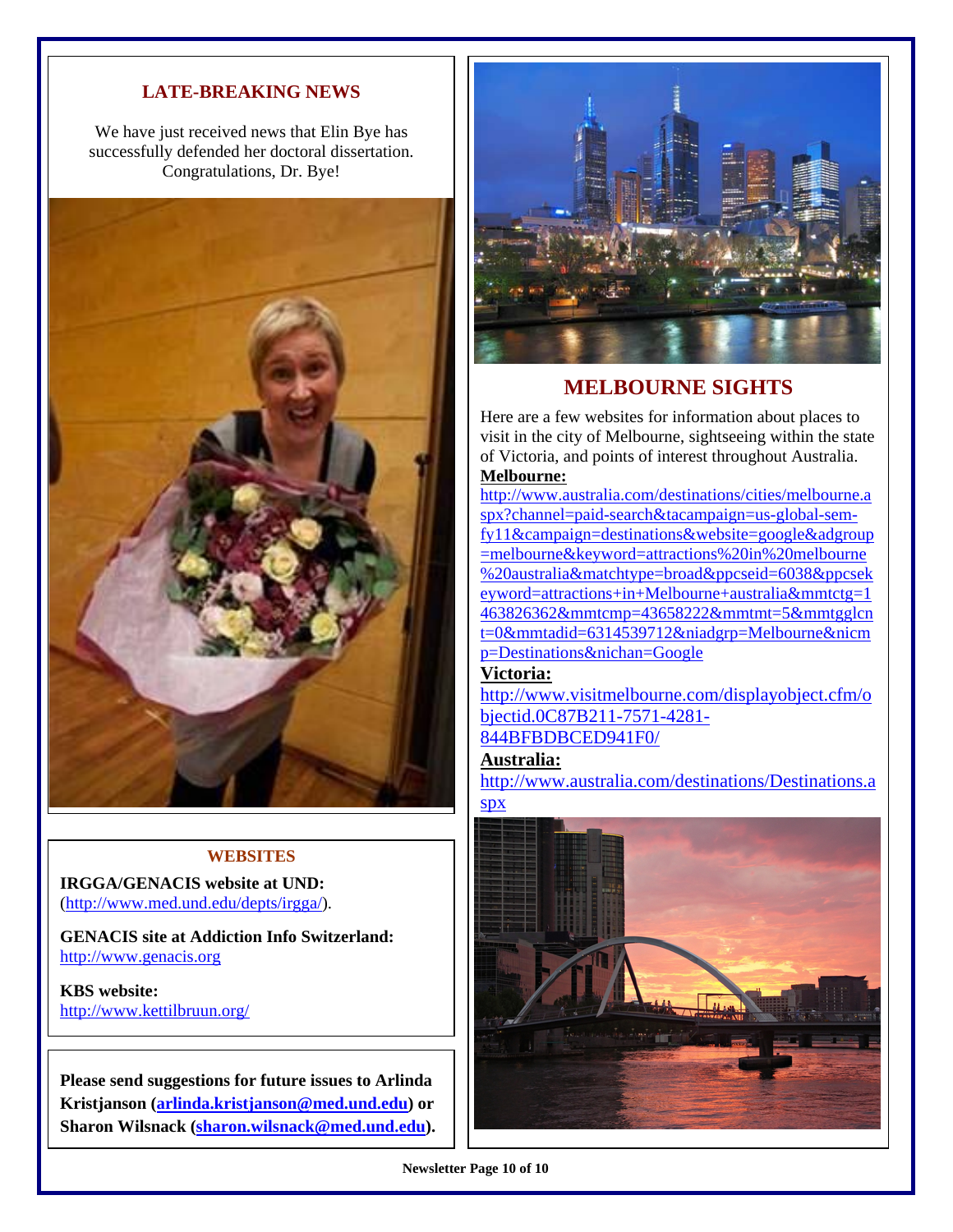## LATE-BREAKING NEWS

We have just received news that Elin Bye has successfully defended her doctoral dissertation. Congratulations, Dr. Bye!

### WEBSITES

**IRGGA/GENACIS website at UND:**
(http://www.med.und.edu/depts/irgga/).

**GENACIS site at Addiction Info Switzerland:**
http://www.genacis.org

**KBS website:**
http://www.kettilbruun.org/

**Please send suggestions for future issues to Arlinda Kristjanson (arlinda.kristjanson@med.und.edu) or Sharon Wilsnack (sharon.wilsnack@med.und.edu).**

## MELBOURNE SIGHTS

Here are a few websites for information about places to visit in the city of Melbourne, sightseeing within the state of Victoria, and points of interest throughout Australia.

**Melbourne:**
http://www.australia.com/destinations/cities/melbourne.aspx?channel=paid-search&tacampaign=us-global-sem-fy11&campaign=destinations&website=google&adgroup=melbourne&keyword=attractions%20in%20melbourne%20australia&matchtype=broad&ppcseid=6038&ppcsekeyword=attractions+in+Melbourne+australia&mmtctg=1463826362&mmtcmp=43658222&mmtmt=5&mmtgglcnt=0&mmtadid=6314539712&niadgrp=Melbourne&nicmp=Destinations&nichan=Google

**Victoria:**
http://www.visitmelbourne.com/displayobject.cfm/objectid.0C87B211-7571-4281-844BFBDBCED941F0/

**Australia:**
http://www.australia.com/destinations/Destinations.aspx